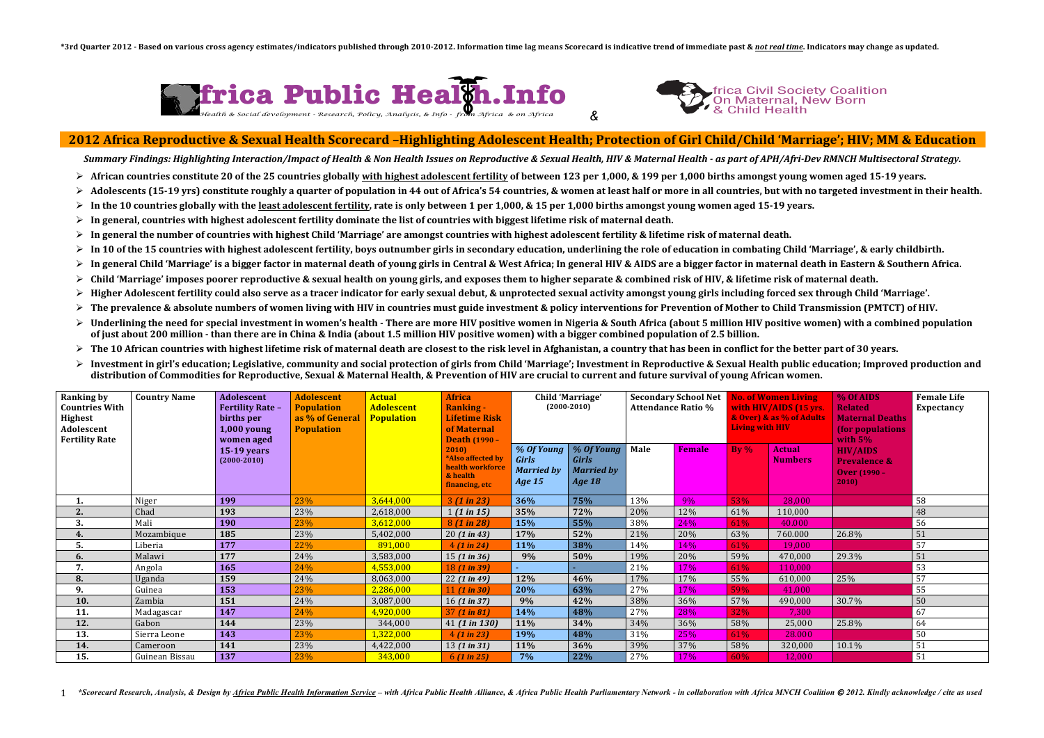*3rd Quarter 2012 - Based on various cross agency estimates/indicators published through 2010-2012. Information time lag means Scorecard is indicative trend of immediate past & *not real time*. Indicators may change as updated.**

**Africa Public Health.Info** – *Health & Social development - Research, Policy, Analysis, & Info - from Africa & on Africa* & **Africa Civil Society Coalition On Maternal, New Born & Child Health**

## 2012 Africa Reproductive & Sexual Health Scorecard –Highlighting Adolescent Health; Protection of Girl Child/Child 'Marriage'; HIV; MM & Education

***Summary Findings: Highlighting Interaction/Impact of Health & Non Health Issues on Reproductive & Sexual Health, HIV & Maternal Health - as part of APH/Afri-Dev RMNCH Multisector Strategy.***

- **African countries constitute 20 of the 25 countries globally with highest adolescent fertility of between 123 per 1,000, & 199 per 1,000 births amongst young women aged 15-19 years.**
- **Adolescents (15-19 yrs) constitute roughly a quarter of population in 44 out of Africa's 54 countries, & women at least half or more in all countries, but with no targeted investment in their health.**
- **In the 10 countries globally with the least adolescent fertility, rate is only between 1 per 1,000, & 15 per 1,000 births amongst young women aged 15-19 years.**
- **In general, countries with highest adolescent fertility dominate the list of countries with biggest lifetime risk of maternal death.**
- **In general the number of countries with highest Child 'Marriage' are amongst countries with highest adolescent fertility & lifetime risk of maternal death.**
- **In 10 of the 15 countries with highest adolescent fertility, boys outnumber girls in secondary education, underlining the role of education in combating Child 'Marriage', & early childbirth.**
- **In general Child 'Marriage' is a bigger factor in maternal death of young girls in Central & West Africa; In general HIV & AIDS are a bigger factor in maternal death in Eastern & Southern Africa.**
- **Child 'Marriage' imposes poorer reproductive & sexual health on young girls, and exposes them to higher separate & combined risk of HIV, & lifetime risk of maternal death.**
- **Higher Adolescent fertility could also serve as a tracer indicator for early sexual debut, & unprotected sexual activity amongst young girls including forced sex through Child 'Marriage'.**
- **The prevalence & absolute numbers of women living with HIV in countries must guide investment & policy interventions for Prevention of Mother to Child Transmission (PMTCT) of HIV.**
- **Underlining the need for special investment in women's health - There are more HIV positive women in Nigeria & South Africa (about 5 million HIV positive women) with a combined population of just about 200 million - than there are in China & India (about 1.5 million HIV positive women) with a bigger combined population of 2.5 billion.**
- **The 10 African countries with highest lifetime risk of maternal death are closest to the risk level in Afghanistan, a country that has been in conflict for the better part of 30 years.**
- **Investment in girl's education; Legislative, community and social protection of girls from Child 'Marriage'; Investment in Reproductive & Sexual Health public education; Improved production and distribution of Commodities for Reproductive, Sexual & Maternal Health, & Prevention of HIV are crucial to current and future survival of young African women.**

| Ranking by Countries With Highest Adolescent Fertility Rate | Country Name | Adolescent Fertility Rate – births per 1,000 young women aged 15-19 years (2000-2010) | Adolescent Population as % of General Population | Actual Adolescent Population | Africa Ranking - Lifetime Risk of Maternal Death (1990 – 2010) *Also affected by health workforce & health financing, etc | Child 'Marriage' (2000-2010) | | Secondary School Net Attendance Ratio % | | No. of Women Living with HIV/AIDS (15 yrs. & Over) & as % of Adults Living with HIV | | % Of AIDS Related Maternal Deaths (for populations with 5% HIV/AIDS Prevalence & Over (1990 – 2010) | Female Life Expectancy |
|---|---|---|---|---|---|---|---|---|---|---|---|---|---|
| | | | | | | % Of Young Girls Married by Age 15 | % Of Young Girls Married by Age 18 | Male | Female | By % | Actual Numbers | | |
| **1.** | Niger | **199** | 23% | 3,644,000 | 3 *(1 in 23)* | **36%** | **75%** | 13% | 9% | 53% | 28,000 | | 58 |
| **2.** | Chad | **193** | 23% | 2,618,000 | 1 *(1 in 15)* | **35%** | **72%** | 20% | 12% | 61% | 110,000 | | 48 |
| **3.** | Mali | **190** | 23% | 3,612,000 | 8 *(1 in 28)* | **15%** | **55%** | 38% | 24% | 61% | 40,000 | | 56 |
| **4.** | Mozambique | **185** | 23% | 5,402,000 | 20 *(1 in 43)* | **17%** | **52%** | 21% | 20% | 63% | 760,000 | 26.8% | 51 |
| **5.** | Liberia | **177** | 22% | 891,000 | 4 *(1 in 24)* | **11%** | **38%** | 14% | 14% | 61% | 19,000 | | 57 |
| **6.** | Malawi | **177** | 24% | 3,583,000 | 15 *(1 in 36)* | **9%** | **50%** | 19% | 20% | 59% | 470,000 | 29.3% | 51 |
| **7.** | Angola | **165** | 24% | 4,553,000 | 18 *(1 in 39)* | **-** | **-** | 21% | 17% | 61% | 110,000 | | 53 |
| **8.** | Uganda | **159** | 24% | 8,063,000 | 22 *(1 in 49)* | **12%** | **46%** | 17% | 17% | 55% | 610,000 | 25% | 57 |
| **9.** | Guinea | **153** | 23% | 2,286,000 | 11 *(1 in 30)* | **20%** | **63%** | 27% | 17% | 59% | 41,000 | | 55 |
| **10.** | Zambia | **151** | 24% | 3,087,000 | 16 *(1 in 37)* | **9%** | **42%** | 38% | 36% | 57% | 490,000 | 30.7% | 50 |
| **11.** | Madagascar | **147** | 24% | 4,920,000 | 37 *(1 in 81)* | **14%** | **48%** | 27% | 28% | 32% | 7,300 | | 67 |
| **12.** | Gabon | **144** | 23% | 344,000 | 41 *(1 in 130)* | **11%** | **34%** | 34% | 36% | 58% | 25,000 | 25.8% | 64 |
| **13.** | Sierra Leone | **143** | 23% | 1,322,000 | 4 *(1 in 23)* | **19%** | **48%** | 31% | 25% | 61% | 28,000 | | 50 |
| **14.** | Cameroon | **141** | 23% | 4,422,000 | 13 *(1 in 31)* | **11%** | **36%** | 39% | 37% | 58% | 320,000 | 10.1% | 51 |
| **15.** | Guinean Bissau | **137** | 23% | 343,000 | 6 *(1 in 25)* | **7%** | **22%** | 27% | 17% | 60% | 12,000 | | 51 |

*\*Scorecard Research, Analysis, & Design by Africa Public Health Information Service – with Africa Public Health Alliance, & Africa Public Health Parliamentary Network - in collaboration with Africa MNCH Coalition © 2012. Kindly acknowledge / cite as used*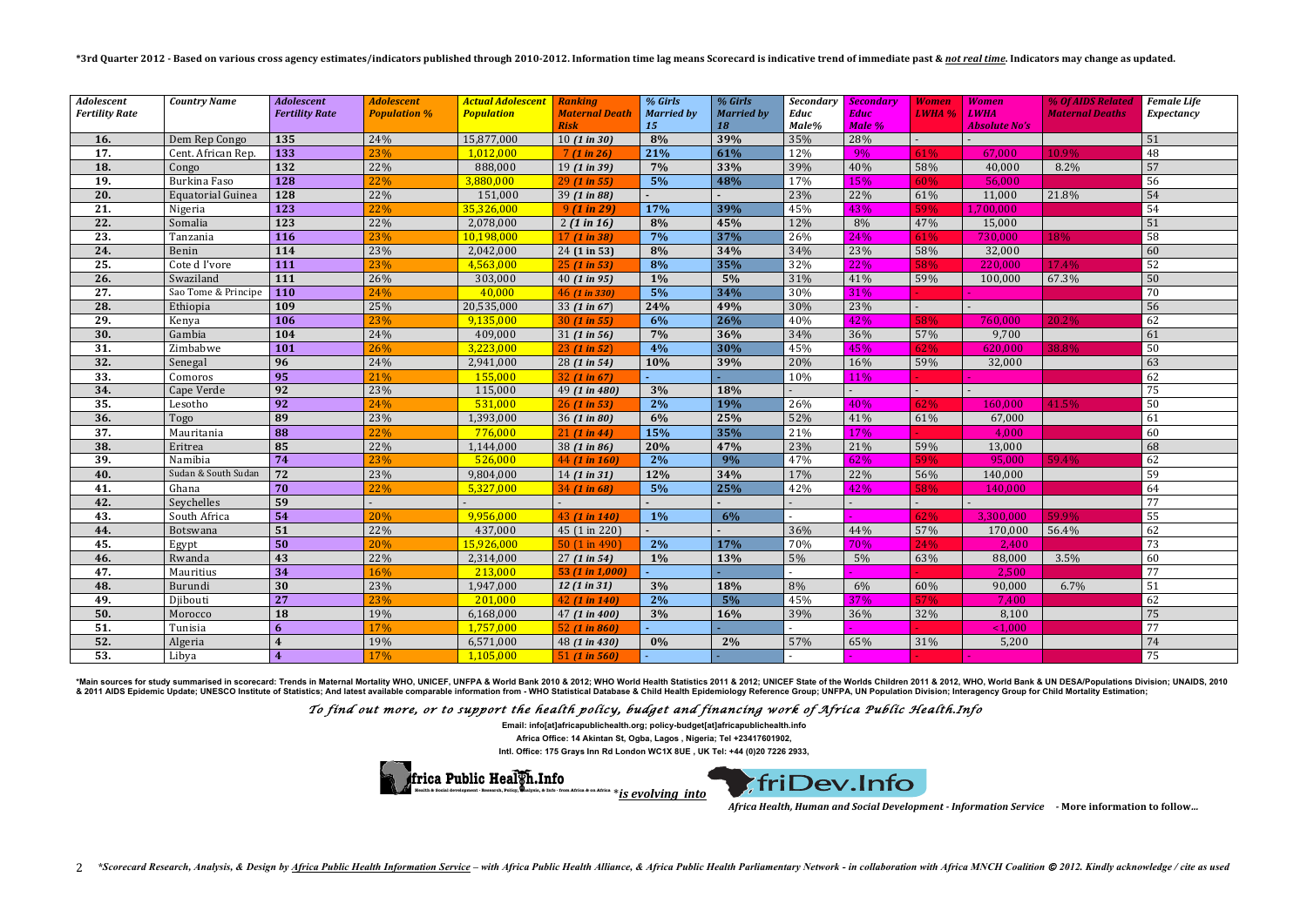**\*3rd Quarter 2012 - Based on various cross agency estimates/indicators published through 2010-2012. Information time lag means Scorecard is indicative trend of immediate past & *not real time*. Indicators may change as updated.**

| *Adolescent Fertility Rate* | *Country Name* | *Adolescent Fertility Rate* | *Adolescent Population %* | *Actual Adolescent Population* | *Ranking Maternal Death Risk* | *% Girls Married by 15* | *% Girls Married by 18* | *Secondary Educ Male%* | *Secondary Educ Male %* | *Women LWHA %* | *Women LWHA Absolute No's* | *% Of AIDS Related Maternal Deaths* | *Female Life Expectancy* |
|---|---|---|---|---|---|---|---|---|---|---|---|---|---|
| **16.** | Dem Rep Congo | **135** | 24% | 15,877,000 | 10 *(1 in 30)* | **8%** | **39%** | 35% | 28% | - | - | | 51 |
| **17.** | Cent. African Rep. | **133** | 23% | 1,012,000 | 7 *(1 in 26)* | **21%** | **61%** | 12% | 9% | 61% | 67,000 | 10.9% | 48 |
| **18.** | Congo | **132** | 22% | 888,000 | 19 *(1 in 39)* | **7%** | **33%** | 39% | 40% | 58% | 40,000 | 8.2% | 57 |
| **19.** | Burkina Faso | **128** | 22% | 3,880,000 | 29 *(1 in 55)* | **5%** | **48%** | 17% | 15% | 60% | 56,000 | | 56 |
| **20.** | Equatorial Guinea | **128** | 22% | 151,000 | 39 *(1 in 88)* | - | - | 23% | 22% | 61% | 11,000 | 21.8% | 54 |
| **21.** | Nigeria | **123** | 22% | 35,326,000 | 9 *(1 in 29)* | **17%** | **39%** | 45% | 43% | 59% | 1,700,000 | | 54 |
| **22.** | Somalia | **123** | 22% | 2,078,000 | 2 *(1 in 16)* | **8%** | **45%** | 12% | 8% | 47% | 15,000 | | 51 |
| **23.** | Tanzania | **116** | 23% | 10,198,000 | 17 *(1 in 38)* | **7%** | **37%** | 26% | 24% | 61% | 730,000 | 18% | 58 |
| **24.** | Benin | **114** | 23% | 2,042,000 | 24 **(1 in 53)** | **8%** | **34%** | 34% | 23% | 58% | 32,000 | | 60 |
| **25.** | Cote d I'vore | **111** | 23% | 4,563,000 | 25 *(1 in 53)* | **8%** | **35%** | 32% | 22% | 58% | 220,000 | 17.4% | 52 |
| **26.** | Swaziland | **111** | 26% | 303,000 | 40 *(1 in 95)* | **1%** | **5%** | 31% | 41% | 59% | 100,000 | 67.3% | 50 |
| **27.** | Sao Tome & Principe | **110** | 24% | 40,000 | 46 *(1 in 330)* | **5%** | **34%** | 30% | 31% | - | - | | 70 |
| **28.** | Ethiopia | **109** | 25% | 20,535,000 | 33 *(1 in 67)* | **24%** | **49%** | 30% | 23% | - | - | | 56 |
| **29.** | Kenya | **106** | 23% | 9,135,000 | 30 *(1 in 55)* | **6%** | **26%** | 40% | 42% | 58% | 760,000 | 20.2% | 62 |
| **30.** | Gambia | **104** | 24% | 409,000 | 31 *(1 in 56)* | **7%** | **36%** | 34% | 36% | 57% | 9,700 | | 61 |
| **31.** | Zimbabwe | **101** | 26% | 3,223,000 | 23 *(1 in 52)* | **4%** | **30%** | 45% | 45% | 62% | 620,000 | 38.8% | 50 |
| **32.** | Senegal | **96** | 24% | 2,941,000 | 28 *(1 in 54)* | **10%** | **39%** | 20% | 16% | 59% | 32,000 | | 63 |
| **33.** | Comoros | **95** | 21% | 155,000 | 32 *(1 in 67)* | - | - | 10% | 11% | - | - | | 62 |
| **34.** | Cape Verde | **92** | 23% | 115,000 | 49 *(1 in 480)* | **3%** | **18%** | - | - | - | - | | 75 |
| **35.** | Lesotho | **92** | 24% | 531,000 | 26 *(1 in 53)* | **2%** | **19%** | 26% | 40% | 62% | 160,000 | 41.5% | 50 |
| **36.** | Togo | **89** | 23% | 1,393,000 | 36 *(1 in 80)* | **6%** | **25%** | 52% | 41% | 61% | 67,000 | | 61 |
| **37.** | Mauritania | **88** | 22% | 776,000 | 21 *(1 in 44)* | **15%** | **35%** | 21% | 17% | - | 4,000 | | 60 |
| **38.** | Eritrea | **85** | 22% | 1,144,000 | 38 *(1 in 86)* | **20%** | **47%** | 23% | 21% | 59% | 13,000 | | 68 |
| **39.** | Namibia | **74** | 23% | 526,000 | 44 *(1 in 160)* | **2%** | **9%** | 47% | 62% | 59% | 95,000 | 59.4% | 62 |
| **40.** | Sudan & South Sudan | **72** | 23% | 9,804,000 | 14 *(1 in 31)* | **12%** | **34%** | 17% | 22% | 56% | 140,000 | | 59 |
| **41.** | Ghana | **70** | 22% | 5,327,000 | 34 *(1 in 68)* | **5%** | **25%** | 42% | 42% | 58% | 140,000 | | 64 |
| **42.** | Seychelles | **59** | - | - | - | - | - | - | - | - | - | | 77 |
| **43.** | South Africa | **54** | 20% | 9,956,000 | 43 *(1 in 140)* | **1%** | **6%** | - | - | 62% | 3,300,000 | 59.9% | 55 |
| **44.** | Botswana | **51** | 22% | 437,000 | 45 (1 in 220) | - | - | 36% | 44% | 57% | 170,000 | 56.4% | 62 |
| **45.** | Egypt | **50** | 20% | 15,926,000 | 50 (1 in 490) | **2%** | **17%** | 70% | 70% | 24% | 2,400 | | 73 |
| **46.** | Rwanda | **43** | 22% | 2,314,000 | 27 *(1 in 54)* | **1%** | **13%** | 5% | 5% | 63% | 88,000 | 3.5% | 60 |
| **47.** | Mauritius | **34** | 16% | 213,000 | 53 *(1 in 1,000)* | - | - | - | | - | 2,500 | | 77 |
| **48.** | Burundi | **30** | 23% | 1,947,000 | *12 (1 in 31)* | **3%** | **18%** | 8% | 6% | 60% | 90,000 | 6.7% | 51 |
| **49.** | Djibouti | **27** | 23% | 201,000 | 42 *(1 in 140)* | **2%** | **5%** | 45% | 37% | 57% | 7,400 | | 62 |
| **50.** | Morocco | **18** | 19% | 6,168,000 | 47 *(1 in 400)* | **3%** | **16%** | 39% | 36% | 32% | 8,100 | | 75 |
| **51.** | Tunisia | **6** | 17% | 1,757,000 | 52 *(1 in 860)* | - | - | - | | - | <1,000 | | 77 |
| **52.** | Algeria | **4** | 19% | 6,571,000 | 48 *(1 in 430)* | **0%** | **2%** | 57% | 65% | 31% | 5,200 | | 74 |
| **53.** | Libya | **4** | 17% | 1,105,000 | 51 *(1 in 560)* | - | - | - | | - | - | | 75 |

**\*Main sources for study summarised in scorecard: Trends in Maternal Mortality WHO, UNICEF, UNFPA & World Bank 2010 & 2012; WHO World Health Statistics 2011 & 2012; UNICEF State of the Worlds Children 2011 & 2012, WHO, World Bank & UN DESA/Populations Division; UNAIDS, 2010 & 2011 AIDS Epidemic Update; UNESCO Institute of Statistics; And latest available comparable information from - WHO Statistical Database & Child Health Epidemiology Reference Group; UNFPA, UN Population Division; Interagency Group for Child Mortality Estimation;**

*To find out more, or to support the health policy, budget and financing work of Africa Public Health.Info*

**Email: info[at]africapublichealth.org; policy-budget[at]africapublichealth.info**

**Africa Office: 14 Akintan St, Ogba, Lagos , Nigeria; Tel +23417601902,**

**Intl. Office: 175 Grays Inn Rd London WC1X 8UE , UK Tel: +44 (0)20 7226 2933,**

Africa Public Health.Info — Health & Social development - Research, Policy, Analysis, & Info - from Africa & on Africa \**is evolving into* AfriDev.Info

*Africa Health, Human and Social Development - Information Service* **- More information to follow…**

*\*Scorecard Research, Analysis, & Design by Africa Public Health Information Service – with Africa Public Health Alliance, & Africa Public Health Parliamentary Network - in collaboration with Africa MNCH Coalition © 2012. Kindly acknowledge / cite as used*